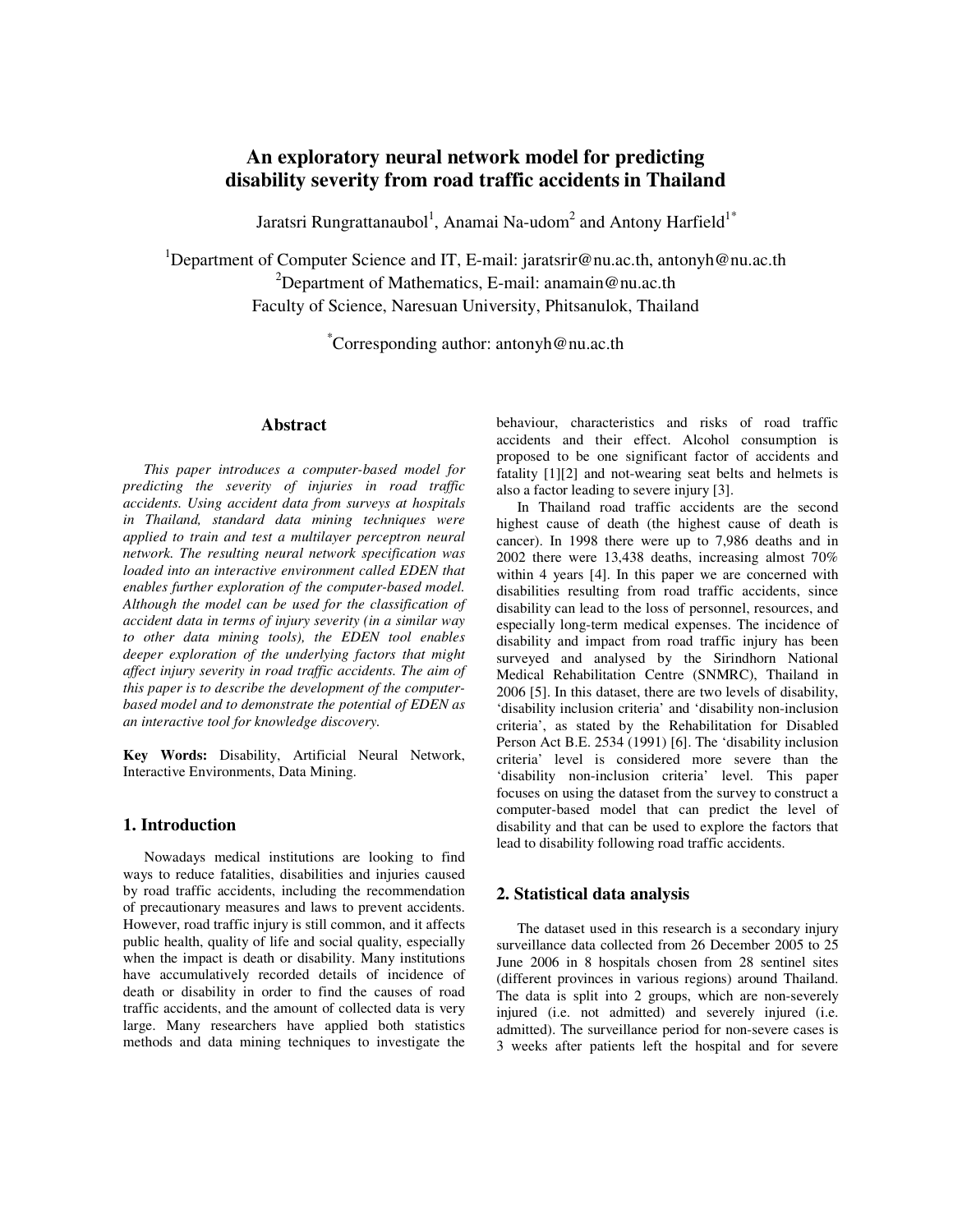# An exploratory neural network model for predicting disability severity from road traffic accidents in Thailand

Jaratsri Rungrattanaubol[1], Anamai Na-udom[2] and Antony Harfield[1*]

[1]Department of Computer Science and IT, E-mail: jaratsrir@nu.ac.th, antonyh@nu.ac.th
[2]Department of Mathematics, E-mail: anamain@nu.ac.th
Faculty of Science, Naresuan University, Phitsanulok, Thailand

[*]Corresponding author: antonyh@nu.ac.th

## Abstract

*This paper introduces a computer-based model for predicting the severity of injuries in road traffic accidents. Using accident data from surveys at hospitals in Thailand, standard data mining techniques were applied to train and test a multilayer perceptron neural network. The resulting neural network specification was loaded into an interactive environment called EDEN that enables further exploration of the computer-based model. Although the model can be used for the classification of accident data in terms of injury severity (in a similar way to other data mining tools), the EDEN tool enables deeper exploration of the underlying factors that might affect injury severity in road traffic accidents. The aim of this paper is to describe the development of the computer-based model and to demonstrate the potential of EDEN as an interactive tool for knowledge discovery.*

**Key Words:** Disability, Artificial Neural Network, Interactive Environments, Data Mining.

## 1. Introduction

Nowadays medical institutions are looking to find ways to reduce fatalities, disabilities and injuries caused by road traffic accidents, including the recommendation of precautionary measures and laws to prevent accidents. However, road traffic injury is still common, and it affects public health, quality of life and social quality, especially when the impact is death or disability. Many institutions have accumulatively recorded details of incidence of death or disability in order to find the causes of road traffic accidents, and the amount of collected data is very large. Many researchers have applied both statistics methods and data mining techniques to investigate the behaviour, characteristics and risks of road traffic accidents and their effect. Alcohol consumption is proposed to be one significant factor of accidents and fatality [1][2] and not-wearing seat belts and helmets is also a factor leading to severe injury [3].

In Thailand road traffic accidents are the second highest cause of death (the highest cause of death is cancer). In 1998 there were up to 7,986 deaths and in 2002 there were 13,438 deaths, increasing almost 70% within 4 years [4]. In this paper we are concerned with disabilities resulting from road traffic accidents, since disability can lead to the loss of personnel, resources, and especially long-term medical expenses. The incidence of disability and impact from road traffic injury has been surveyed and analysed by the Sirindhorn National Medical Rehabilitation Centre (SNMRC), Thailand in 2006 [5]. In this dataset, there are two levels of disability, 'disability inclusion criteria' and 'disability non-inclusion criteria', as stated by the Rehabilitation for Disabled Person Act B.E. 2534 (1991) [6]. The 'disability inclusion criteria' level is considered more severe than the 'disability non-inclusion criteria' level. This paper focuses on using the dataset from the survey to construct a computer-based model that can predict the level of disability and that can be used to explore the factors that lead to disability following road traffic accidents.

## 2. Statistical data analysis

The dataset used in this research is a secondary injury surveillance data collected from 26 December 2005 to 25 June 2006 in 8 hospitals chosen from 28 sentinel sites (different provinces in various regions) around Thailand. The data is split into 2 groups, which are non-severely injured (i.e. not admitted) and severely injured (i.e. admitted). The surveillance period for non-severe cases is 3 weeks after patients left the hospital and for severe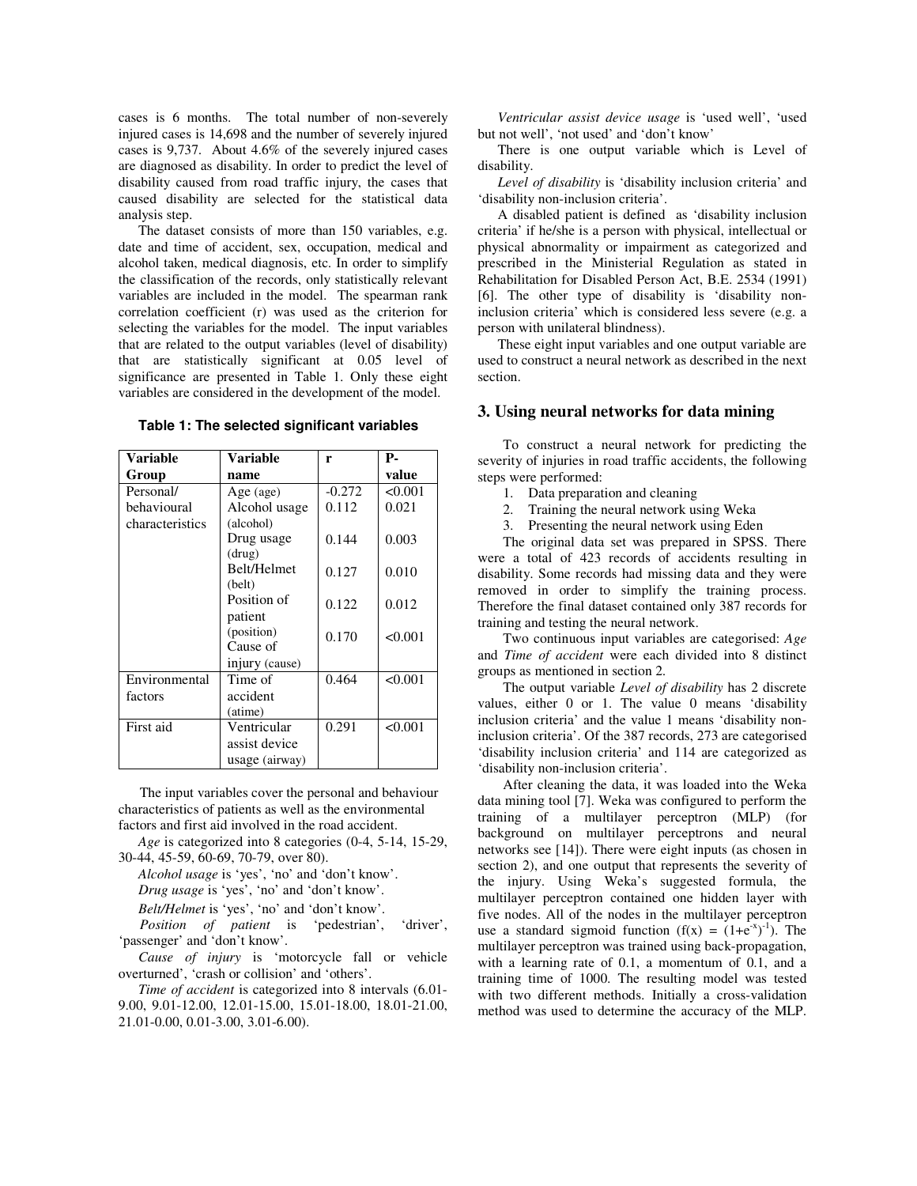cases is 6 months. The total number of non-severely injured cases is 14,698 and the number of severely injured cases is 9,737. About 4.6% of the severely injured cases are diagnosed as disability. In order to predict the level of disability caused from road traffic injury, the cases that caused disability are selected for the statistical data analysis step.

The dataset consists of more than 150 variables, e.g. date and time of accident, sex, occupation, medical and alcohol taken, medical diagnosis, etc. In order to simplify the classification of the records, only statistically relevant variables are included in the model. The spearman rank correlation coefficient (r) was used as the criterion for selecting the variables for the model. The input variables that are related to the output variables (level of disability) that are statistically significant at 0.05 level of significance are presented in Table 1. Only these eight variables are considered in the development of the model.

**Table 1: The selected significant variables**

| Variable Group | Variable name | r | P-value |
|---|---|---|---|
| Personal/ behavioural characteristics | Age (age) | -0.272 | <0.001 |
| | Alcohol usage (alcohol) | 0.112 | 0.021 |
| | Drug usage (drug) | 0.144 | 0.003 |
| | Belt/Helmet (belt) | 0.127 | 0.010 |
| | Position of patient (position) | 0.122 | 0.012 |
| | Cause of injury (cause) | 0.170 | <0.001 |
| Environmental factors | Time of accident (atime) | 0.464 | <0.001 |
| First aid | Ventricular assist device usage (airway) | 0.291 | <0.001 |

The input variables cover the personal and behaviour characteristics of patients as well as the environmental factors and first aid involved in the road accident.

*Age* is categorized into 8 categories (0-4, 5-14, 15-29, 30-44, 45-59, 60-69, 70-79, over 80).

*Alcohol usage* is 'yes', 'no' and 'don't know'.

*Drug usage* is 'yes', 'no' and 'don't know'.

*Belt/Helmet* is 'yes', 'no' and 'don't know'.

*Position of patient* is 'pedestrian', 'driver', 'passenger' and 'don't know'.

*Cause of injury* is 'motorcycle fall or vehicle overturned', 'crash or collision' and 'others'.

*Time of accident* is categorized into 8 intervals (6.01-9.00, 9.01-12.00, 12.01-15.00, 15.01-18.00, 18.01-21.00, 21.01-0.00, 0.01-3.00, 3.01-6.00).

*Ventricular assist device usage* is 'used well', 'used but not well', 'not used' and 'don't know'

There is one output variable which is Level of disability.

*Level of disability* is 'disability inclusion criteria' and 'disability non-inclusion criteria'.

A disabled patient is defined as 'disability inclusion criteria' if he/she is a person with physical, intellectual or physical abnormality or impairment as categorized and prescribed in the Ministerial Regulation as stated in Rehabilitation for Disabled Person Act, B.E. 2534 (1991) [6]. The other type of disability is 'disability non-inclusion criteria' which is considered less severe (e.g. a person with unilateral blindness).

These eight input variables and one output variable are used to construct a neural network as described in the next section.

## 3. Using neural networks for data mining

To construct a neural network for predicting the severity of injuries in road traffic accidents, the following steps were performed:

1. Data preparation and cleaning
2. Training the neural network using Weka
3. Presenting the neural network using Eden

The original data set was prepared in SPSS. There were a total of 423 records of accidents resulting in disability. Some records had missing data and they were removed in order to simplify the training process. Therefore the final dataset contained only 387 records for training and testing the neural network.

Two continuous input variables are categorised: *Age* and *Time of accident* were each divided into 8 distinct groups as mentioned in section 2.

The output variable *Level of disability* has 2 discrete values, either 0 or 1. The value 0 means 'disability inclusion criteria' and the value 1 means 'disability non-inclusion criteria'. Of the 387 records, 273 are categorised 'disability inclusion criteria' and 114 are categorized as 'disability non-inclusion criteria'.

After cleaning the data, it was loaded into the Weka data mining tool [7]. Weka was configured to perform the training of a multilayer perceptron (MLP) (for background on multilayer perceptrons and neural networks see [14]). There were eight inputs (as chosen in section 2), and one output that represents the severity of the injury. Using Weka's suggested formula, the multilayer perceptron contained one hidden layer with five nodes. All of the nodes in the multilayer perceptron use a standard sigmoid function ($f(x) = (1+e^{-x})^{-1}$). The multilayer perceptron was trained using back-propagation, with a learning rate of 0.1, a momentum of 0.1, and a training time of 1000. The resulting model was tested with two different methods. Initially a cross-validation method was used to determine the accuracy of the MLP.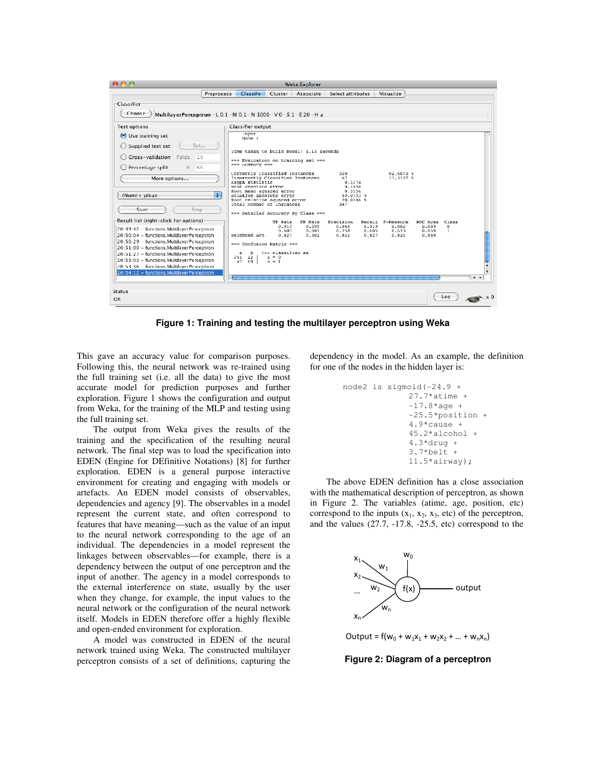Figure 1: Training and testing the multilayer perceptron using Weka

This gave an accuracy value for comparison purposes. Following this, the neural network was re-trained using the full training set (i.e. all the data) to give the most accurate model for prediction purposes and further exploration. Figure 1 shows the configuration and output from Weka, for the training of the MLP and testing using the full training set.

The output from Weka gives the results of the training and the specification of the resulting neural network. The final step was to load the specification into EDEN (Engine for DEfinitive Notations) [8] for further exploration. EDEN is a general purpose interactive environment for creating and engaging with models or artefacts. An EDEN model consists of observables, dependencies and agency [9]. The observables in a model represent the current state, and often correspond to features that have meaning—such as the value of an input to the neural network corresponding to the age of an individual. The dependencies in a model represent the linkages between observables—for example, there is a dependency between the output of one perceptron and the input of another. The agency in a model corresponds to the external interference on state, usually by the user when they change, for example, the input values to the neural network or the configuration of the neural network itself. Models in EDEN therefore offer a highly flexible and open-ended environment for exploration.

A model was constructed in EDEN of the neural network trained using Weka. The constructed multilayer perceptron consists of a set of definitions, capturing the dependency in the model. As an example, the definition for one of the nodes in the hidden layer is:

```
node2 is sigmoid(-24.9 +
                 27.7*atime +
                 -17.8*age +
                 -25.5*position +
                 4.9*cause +
                 45.2*alcohol +
                 4.3*drug +
                 3.7*belt +
                 11.5*airway);
```

The above EDEN definition has a close association with the mathematical description of perceptron, as shown in Figure 2. The variables (atime, age, position, etc) correspond to the inputs ($x_1$, $x_2$, $x_3$, etc) of the perceptron, and the values (27.7, -17.8, -25.5, etc) correspond to the

$$\text{Output} = f(w_0 + w_1x_1 + w_2x_2 + \ldots + w_nx_n)$$

Figure 2: Diagram of a perceptron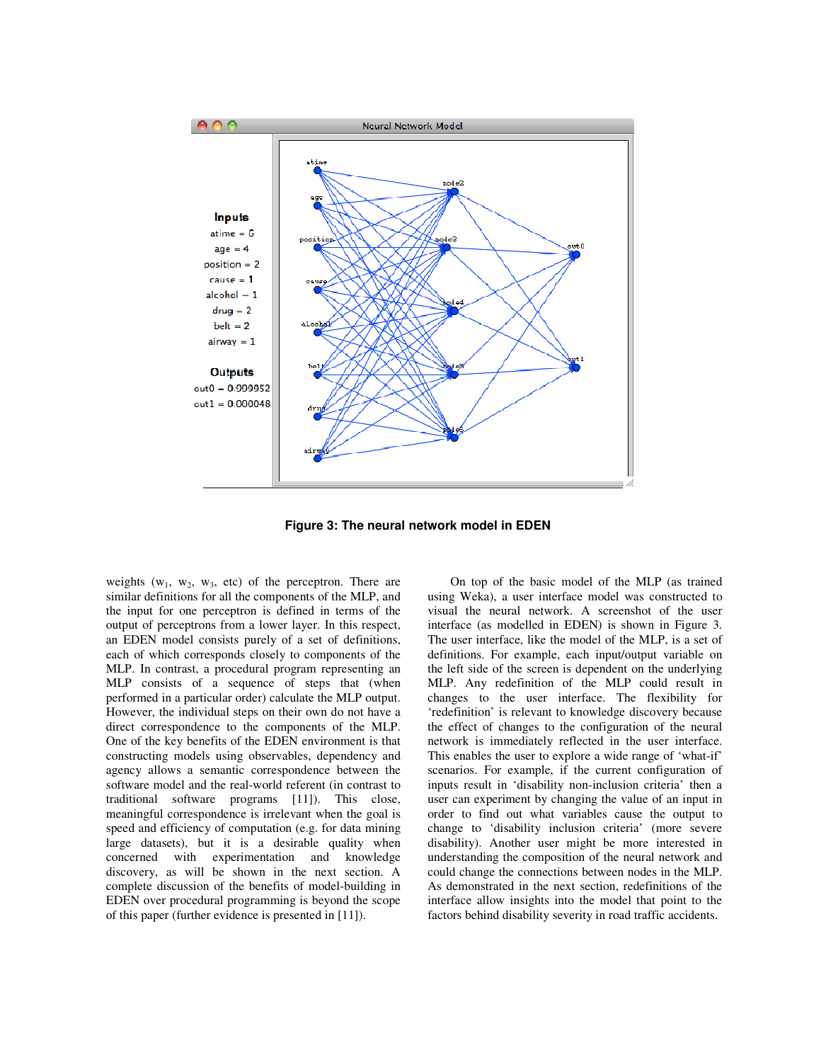Figure 3: The neural network model in EDEN

weights ($w_1$, $w_2$, $w_3$, etc) of the perceptron. There are similar definitions for all the components of the MLP, and the input for one perceptron is defined in terms of the output of perceptrons from a lower layer. In this respect, an EDEN model consists purely of a set of definitions, each of which corresponds closely to components of the MLP. In contrast, a procedural program representing an MLP consists of a sequence of steps that (when performed in a particular order) calculate the MLP output. However, the individual steps on their own do not have a direct correspondence to the components of the MLP. One of the key benefits of the EDEN environment is that constructing models using observables, dependency and agency allows a semantic correspondence between the software model and the real-world referent (in contrast to traditional software programs [11]). This close, meaningful correspondence is irrelevant when the goal is speed and efficiency of computation (e.g. for data mining large datasets), but it is a desirable quality when concerned with experimentation and knowledge discovery, as will be shown in the next section. A complete discussion of the benefits of model-building in EDEN over procedural programming is beyond the scope of this paper (further evidence is presented in [11]).

On top of the basic model of the MLP (as trained using Weka), a user interface model was constructed to visual the neural network. A screenshot of the user interface (as modelled in EDEN) is shown in Figure 3. The user interface, like the model of the MLP, is a set of definitions. For example, each input/output variable on the left side of the screen is dependent on the underlying MLP. Any redefinition of the MLP could result in changes to the user interface. The flexibility for 'redefinition' is relevant to knowledge discovery because the effect of changes to the configuration of the neural network is immediately reflected in the user interface. This enables the user to explore a wide range of 'what-if' scenarios. For example, if the current configuration of inputs result in 'disability non-inclusion criteria' then a user can experiment by changing the value of an input in order to find out what variables cause the output to change to 'disability inclusion criteria' (more severe disability). Another user might be more interested in understanding the composition of the neural network and could change the connections between nodes in the MLP. As demonstrated in the next section, redefinitions of the interface allow insights into the model that point to the factors behind disability severity in road traffic accidents.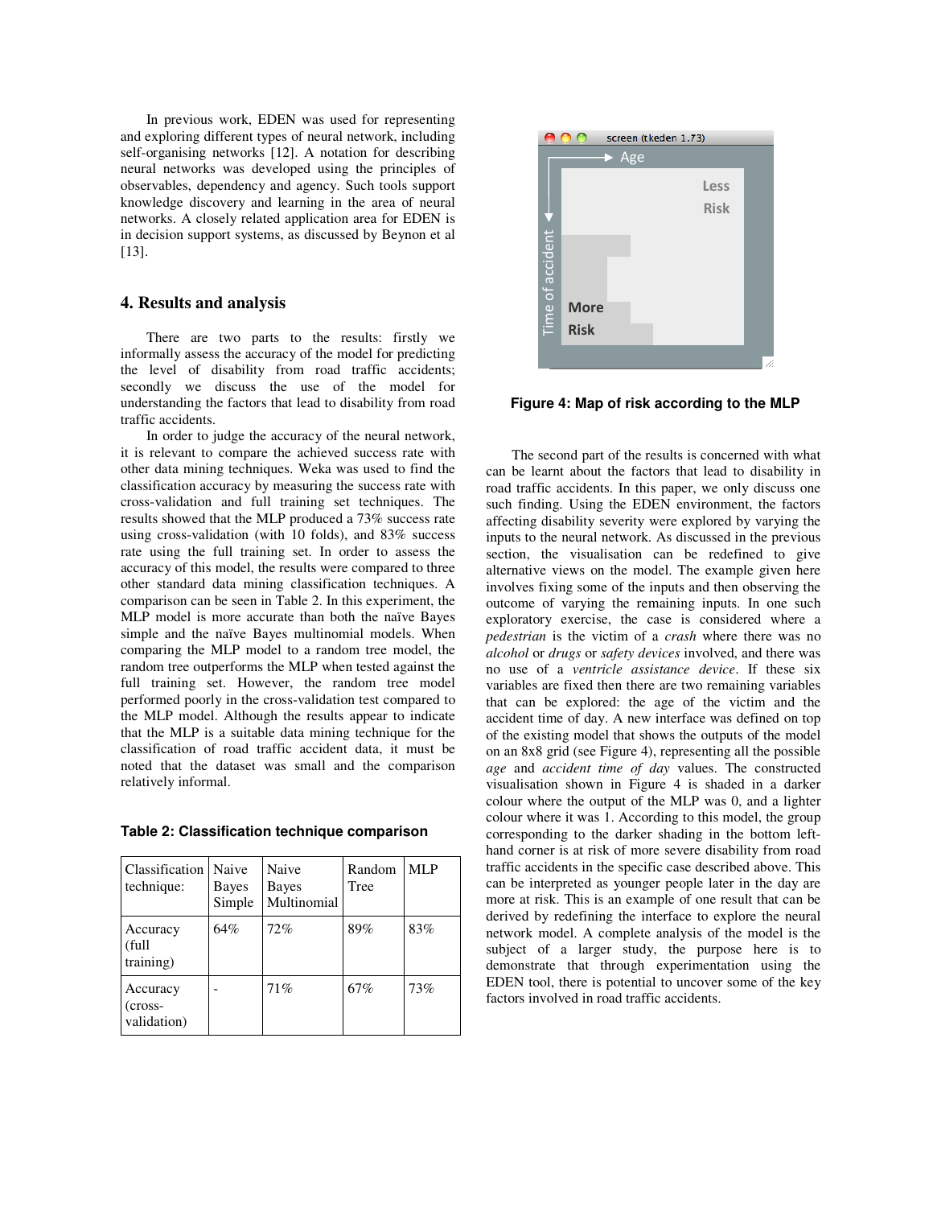In previous work, EDEN was used for representing and exploring different types of neural network, including self-organising networks [12]. A notation for describing neural networks was developed using the principles of observables, dependency and agency. Such tools support knowledge discovery and learning in the area of neural networks. A closely related application area for EDEN is in decision support systems, as discussed by Beynon et al [13].

## 4. Results and analysis

There are two parts to the results: firstly we informally assess the accuracy of the model for predicting the level of disability from road traffic accidents; secondly we discuss the use of the model for understanding the factors that lead to disability from road traffic accidents.

In order to judge the accuracy of the neural network, it is relevant to compare the achieved success rate with other data mining techniques. Weka was used to find the classification accuracy by measuring the success rate with cross-validation and full training set techniques. The results showed that the MLP produced a 73% success rate using cross-validation (with 10 folds), and 83% success rate using the full training set. In order to assess the accuracy of this model, the results were compared to three other standard data mining classification techniques. A comparison can be seen in Table 2. In this experiment, the MLP model is more accurate than both the naïve Bayes simple and the naïve Bayes multinomial models. When comparing the MLP model to a random tree model, the random tree outperforms the MLP when tested against the full training set. However, the random tree model performed poorly in the cross-validation test compared to the MLP model. Although the results appear to indicate that the MLP is a suitable data mining technique for the classification of road traffic accident data, it must be noted that the dataset was small and the comparison relatively informal.

**Table 2: Classification technique comparison**

| Classification technique: | Naive Bayes Simple | Naive Bayes Multinomial | Random Tree | MLP |
|---|---|---|---|---|
| Accuracy (full training) | 64% | 72% | 89% | 83% |
| Accuracy (cross-validation) | - | 71% | 67% | 73% |

**Figure 4: Map of risk according to the MLP**

The second part of the results is concerned with what can be learnt about the factors that lead to disability in road traffic accidents. In this paper, we only discuss one such finding. Using the EDEN environment, the factors affecting disability severity were explored by varying the inputs to the neural network. As discussed in the previous section, the visualisation can be redefined to give alternative views on the model. The example given here involves fixing some of the inputs and then observing the outcome of varying the remaining inputs. In one such exploratory exercise, the case is considered where a *pedestrian* is the victim of a *crash* where there was no *alcohol* or *drugs* or *safety devices* involved, and there was no use of a *ventricle assistance device*. If these six variables are fixed then there are two remaining variables that can be explored: the age of the victim and the accident time of day. A new interface was defined on top of the existing model that shows the outputs of the model on an 8x8 grid (see Figure 4), representing all the possible *age* and *accident time of day* values. The constructed visualisation shown in Figure 4 is shaded in a darker colour where the output of the MLP was 0, and a lighter colour where it was 1. According to this model, the group corresponding to the darker shading in the bottom left-hand corner is at risk of more severe disability from road traffic accidents in the specific case described above. This can be interpreted as younger people later in the day are more at risk. This is an example of one result that can be derived by redefining the interface to explore the neural network model. A complete analysis of the model is the subject of a larger study, the purpose here is to demonstrate that through experimentation using the EDEN tool, there is potential to uncover some of the key factors involved in road traffic accidents.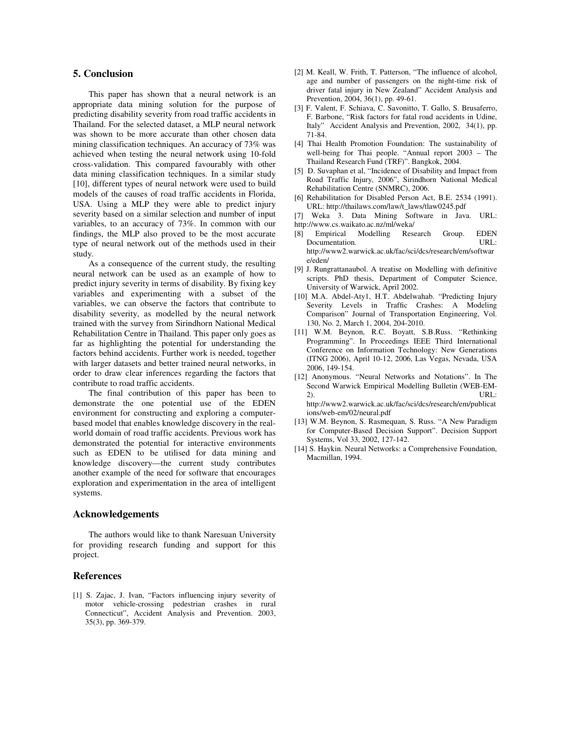## 5. Conclusion

This paper has shown that a neural network is an appropriate data mining solution for the purpose of predicting disability severity from road traffic accidents in Thailand. For the selected dataset, a MLP neural network was shown to be more accurate than other chosen data mining classification techniques. An accuracy of 73% was achieved when testing the neural network using 10-fold cross-validation. This compared favourably with other data mining classification techniques. In a similar study [10], different types of neural network were used to build models of the causes of road traffic accidents in Florida, USA. Using a MLP they were able to predict injury severity based on a similar selection and number of input variables, to an accuracy of 73%. In common with our findings, the MLP also proved to be the most accurate type of neural network out of the methods used in their study.

As a consequence of the current study, the resulting neural network can be used as an example of how to predict injury severity in terms of disability. By fixing key variables and experimenting with a subset of the variables, we can observe the factors that contribute to disability severity, as modelled by the neural network trained with the survey from Sirindhorn National Medical Rehabilitation Centre in Thailand. This paper only goes as far as highlighting the potential for understanding the factors behind accidents. Further work is needed, together with larger datasets and better trained neural networks, in order to draw clear inferences regarding the factors that contribute to road traffic accidents.

The final contribution of this paper has been to demonstrate the one potential use of the EDEN environment for constructing and exploring a computer-based model that enables knowledge discovery in the real-world domain of road traffic accidents. Previous work has demonstrated the potential for interactive environments such as EDEN to be utilised for data mining and knowledge discovery—the current study contributes another example of the need for software that encourages exploration and experimentation in the area of intelligent systems.

## Acknowledgements

The authors would like to thank Naresuan University for providing research funding and support for this project.

## References

[1] S. Zajac, J. Ivan, "Factors influencing injury severity of motor vehicle-crossing pedestrian crashes in rural Connecticut", Accident Analysis and Prevention. 2003, 35(3), pp. 369-379.

[2] M. Keall, W. Frith, T. Patterson, "The influence of alcohol, age and number of passengers on the night-time risk of driver fatal injury in New Zealand" Accident Analysis and Prevention, 2004, 36(1), pp. 49-61.

[3] F. Valent, F. Schiava, C. Savonitto, T. Gallo, S. Brusaferro, F. Barbone, "Risk factors for fatal road accidents in Udine, Italy" Accident Analysis and Prevention, 2002, 34(1), pp. 71-84.

[4] Thai Health Promotion Foundation: The sustainability of well-being for Thai people. "Annual report 2003 – The Thailand Research Fund (TRF)". Bangkok, 2004.

[5] D. Suvaphan et al, "Incidence of Disability and Impact from Road Traffic Injury, 2006", Sirindhorn National Medical Rehabilitation Centre (SNMRC), 2006.

[6] Rehabilitation for Disabled Person Act, B.E. 2534 (1991). URL: http://thailaws.com/law/t_laws/tlaw0245.pdf

[7] Weka 3. Data Mining Software in Java. URL: http://www.cs.waikato.ac.nz/ml/weka/

[8] Empirical Modelling Research Group. EDEN Documentation. URL: http://www2.warwick.ac.uk/fac/sci/dcs/research/em/software/eden/

[9] J. Rungrattanaubol. A treatise on Modelling with definitive scripts. PhD thesis, Department of Computer Science, University of Warwick, April 2002.

[10] M.A. Abdel-Aty1, H.T. Abdelwahab. "Predicting Injury Severity Levels in Traffic Crashes: A Modeling Comparison" Journal of Transportation Engineering, Vol. 130, No. 2, March 1, 2004, 204-2010.

[11] W.M. Beynon, R.C. Boyatt, S.B.Russ. "Rethinking Programming". In Proceedings IEEE Third International Conference on Information Technology: New Generations (ITNG 2006), April 10-12, 2006, Las Vegas, Nevada, USA 2006, 149-154.

[12] Anonymous. "Neural Networks and Notations". In The Second Warwick Empirical Modelling Bulletin (WEB-EM-2). URL: http://www2.warwick.ac.uk/fac/sci/dcs/research/em/publications/web-em/02/neural.pdf

[13] W.M. Beynon, S. Rasmequan, S. Russ. "A New Paradigm for Computer-Based Decision Support". Decision Support Systems, Vol 33, 2002, 127-142.

[14] S. Haykin. Neural Networks: a Comprehensive Foundation, Macmillan, 1994.